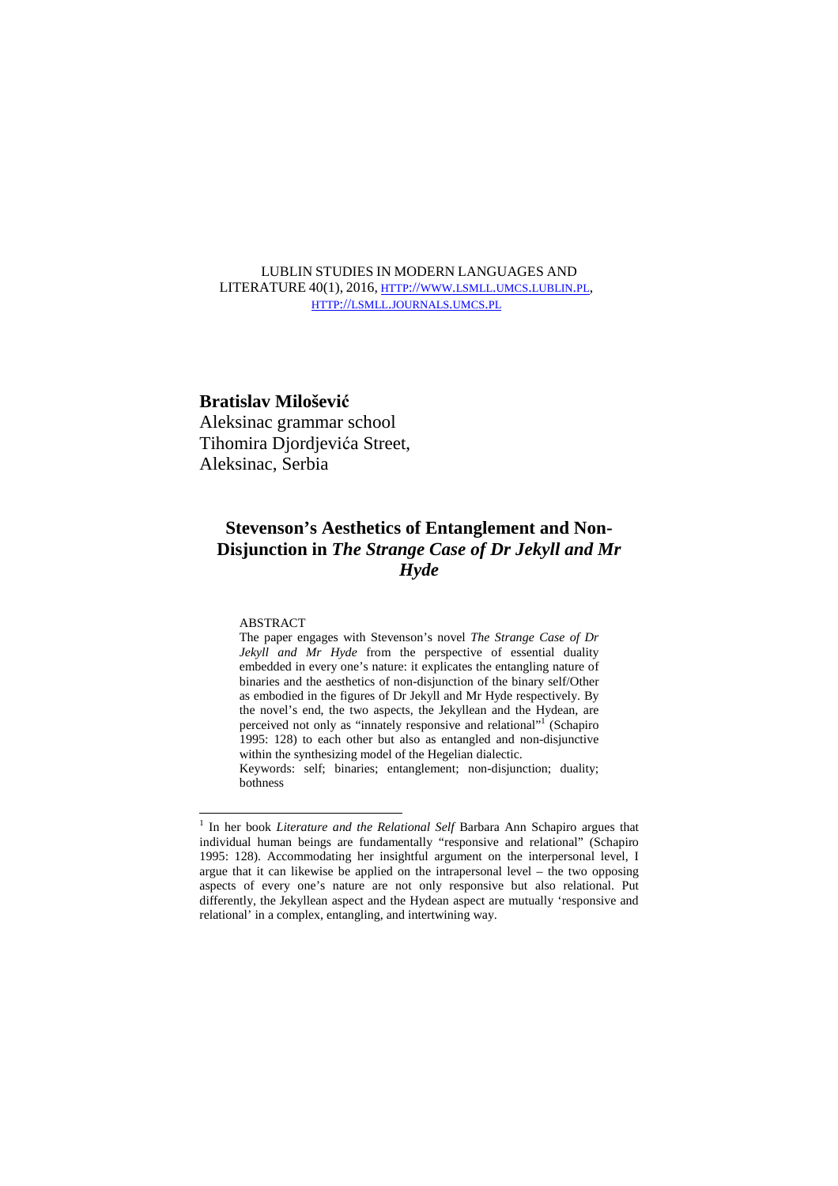LUBLIN STUDIES IN MODERN LANGUAGES AND LITERATURE 40(1), 2016, HTTP://WWW.LSMLL.UMCS.LUBLIN.PL, HTTP://LSMLL.JOURNALS.UMCS.PL

**Bratislav Milošević**
Aleksinac grammar school
Tihomira Djordjevića Street,
Aleksinac, Serbia

# Stevenson's Aesthetics of Entanglement and Non-Disjunction in *The Strange Case of Dr Jekyll and Mr Hyde*

ABSTRACT

The paper engages with Stevenson's novel *The Strange Case of Dr Jekyll and Mr Hyde* from the perspective of essential duality embedded in every one's nature: it explicates the entangling nature of binaries and the aesthetics of non-disjunction of the binary self/Other as embodied in the figures of Dr Jekyll and Mr Hyde respectively. By the novel's end, the two aspects, the Jekyllean and the Hydean, are perceived not only as "innately responsive and relational"[1] (Schapiro 1995: 128) to each other but also as entangled and non-disjunctive within the synthesizing model of the Hegelian dialectic.

Keywords: self; binaries; entanglement; non-disjunction; duality; bothness

---

[1] In her book *Literature and the Relational Self* Barbara Ann Schapiro argues that individual human beings are fundamentally "responsive and relational" (Schapiro 1995: 128). Accommodating her insightful argument on the interpersonal level, I argue that it can likewise be applied on the intrapersonal level – the two opposing aspects of every one's nature are not only responsive but also relational. Put differently, the Jekyllean aspect and the Hydean aspect are mutually 'responsive and relational' in a complex, entangling, and intertwining way.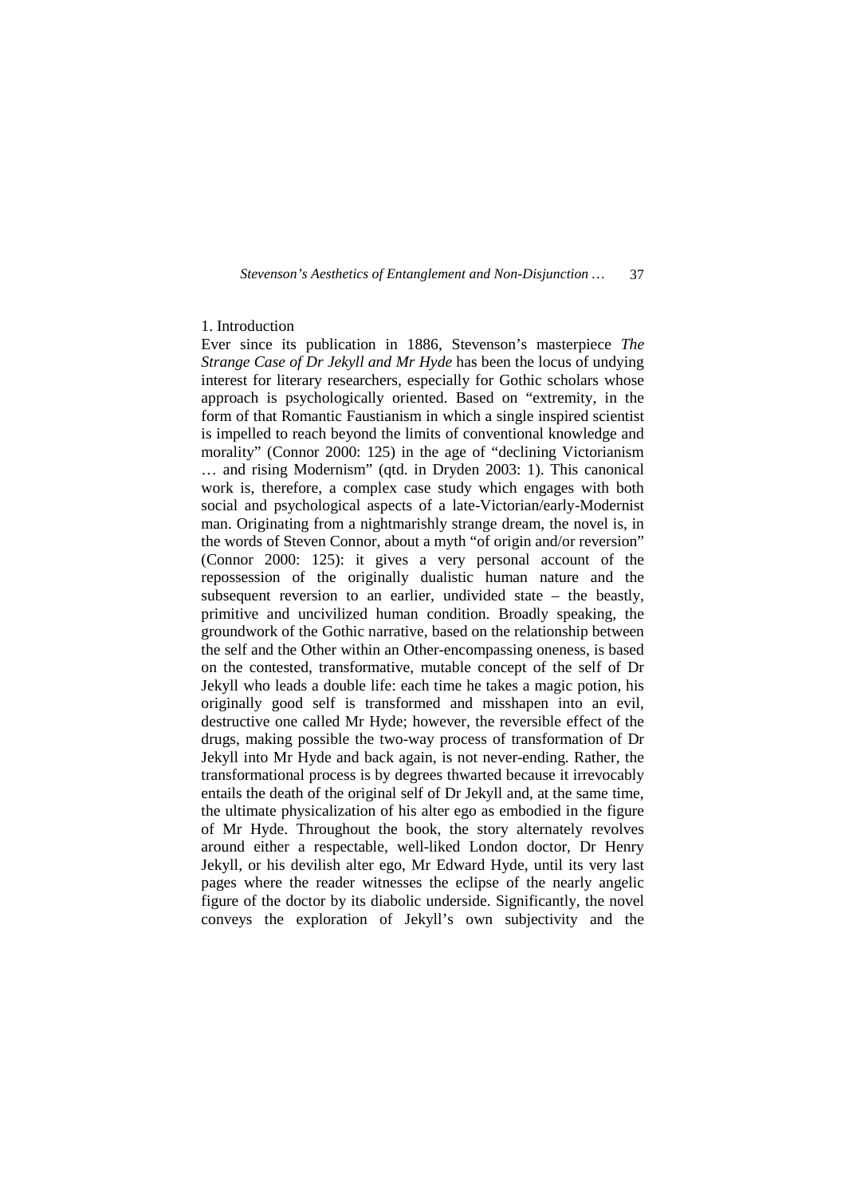## 1. Introduction

Ever since its publication in 1886, Stevenson's masterpiece *The Strange Case of Dr Jekyll and Mr Hyde* has been the locus of undying interest for literary researchers, especially for Gothic scholars whose approach is psychologically oriented. Based on "extremity, in the form of that Romantic Faustianism in which a single inspired scientist is impelled to reach beyond the limits of conventional knowledge and morality" (Connor 2000: 125) in the age of "declining Victorianism … and rising Modernism" (qtd. in Dryden 2003: 1). This canonical work is, therefore, a complex case study which engages with both social and psychological aspects of a late-Victorian/early-Modernist man. Originating from a nightmarishly strange dream, the novel is, in the words of Steven Connor, about a myth "of origin and/or reversion" (Connor 2000: 125): it gives a very personal account of the repossession of the originally dualistic human nature and the subsequent reversion to an earlier, undivided state – the beastly, primitive and uncivilized human condition. Broadly speaking, the groundwork of the Gothic narrative, based on the relationship between the self and the Other within an Other-encompassing oneness, is based on the contested, transformative, mutable concept of the self of Dr Jekyll who leads a double life: each time he takes a magic potion, his originally good self is transformed and misshapen into an evil, destructive one called Mr Hyde; however, the reversible effect of the drugs, making possible the two-way process of transformation of Dr Jekyll into Mr Hyde and back again, is not never-ending. Rather, the transformational process is by degrees thwarted because it irrevocably entails the death of the original self of Dr Jekyll and, at the same time, the ultimate physicalization of his alter ego as embodied in the figure of Mr Hyde. Throughout the book, the story alternately revolves around either a respectable, well-liked London doctor, Dr Henry Jekyll, or his devilish alter ego, Mr Edward Hyde, until its very last pages where the reader witnesses the eclipse of the nearly angelic figure of the doctor by its diabolic underside. Significantly, the novel conveys the exploration of Jekyll's own subjectivity and the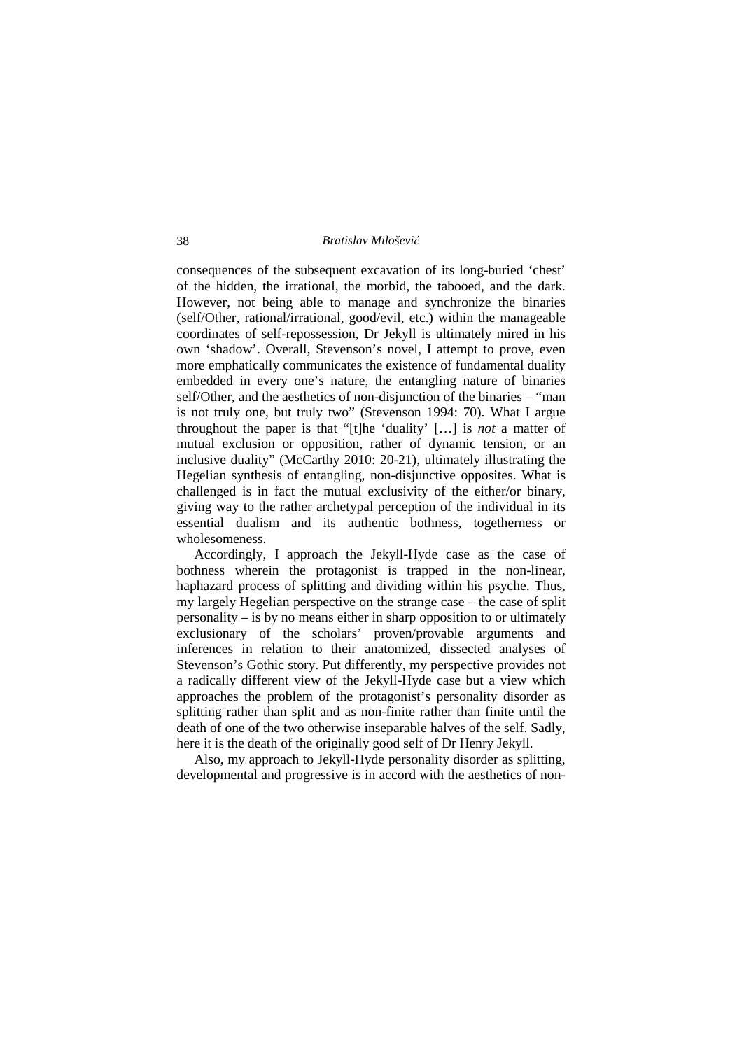consequences of the subsequent excavation of its long-buried 'chest' of the hidden, the irrational, the morbid, the tabooed, and the dark. However, not being able to manage and synchronize the binaries (self/Other, rational/irrational, good/evil, etc.) within the manageable coordinates of self-repossession, Dr Jekyll is ultimately mired in his own 'shadow'. Overall, Stevenson's novel, I attempt to prove, even more emphatically communicates the existence of fundamental duality embedded in every one's nature, the entangling nature of binaries self/Other, and the aesthetics of non-disjunction of the binaries – "man is not truly one, but truly two" (Stevenson 1994: 70). What I argue throughout the paper is that "[t]he 'duality' […] is *not* a matter of mutual exclusion or opposition, rather of dynamic tension, or an inclusive duality" (McCarthy 2010: 20-21), ultimately illustrating the Hegelian synthesis of entangling, non-disjunctive opposites. What is challenged is in fact the mutual exclusivity of the either/or binary, giving way to the rather archetypal perception of the individual in its essential dualism and its authentic bothness, togetherness or wholesomeness.

Accordingly, I approach the Jekyll-Hyde case as the case of bothness wherein the protagonist is trapped in the non-linear, haphazard process of splitting and dividing within his psyche. Thus, my largely Hegelian perspective on the strange case – the case of split personality – is by no means either in sharp opposition to or ultimately exclusionary of the scholars' proven/provable arguments and inferences in relation to their anatomized, dissected analyses of Stevenson's Gothic story. Put differently, my perspective provides not a radically different view of the Jekyll-Hyde case but a view which approaches the problem of the protagonist's personality disorder as splitting rather than split and as non-finite rather than finite until the death of one of the two otherwise inseparable halves of the self. Sadly, here it is the death of the originally good self of Dr Henry Jekyll.

Also, my approach to Jekyll-Hyde personality disorder as splitting, developmental and progressive is in accord with the aesthetics of non-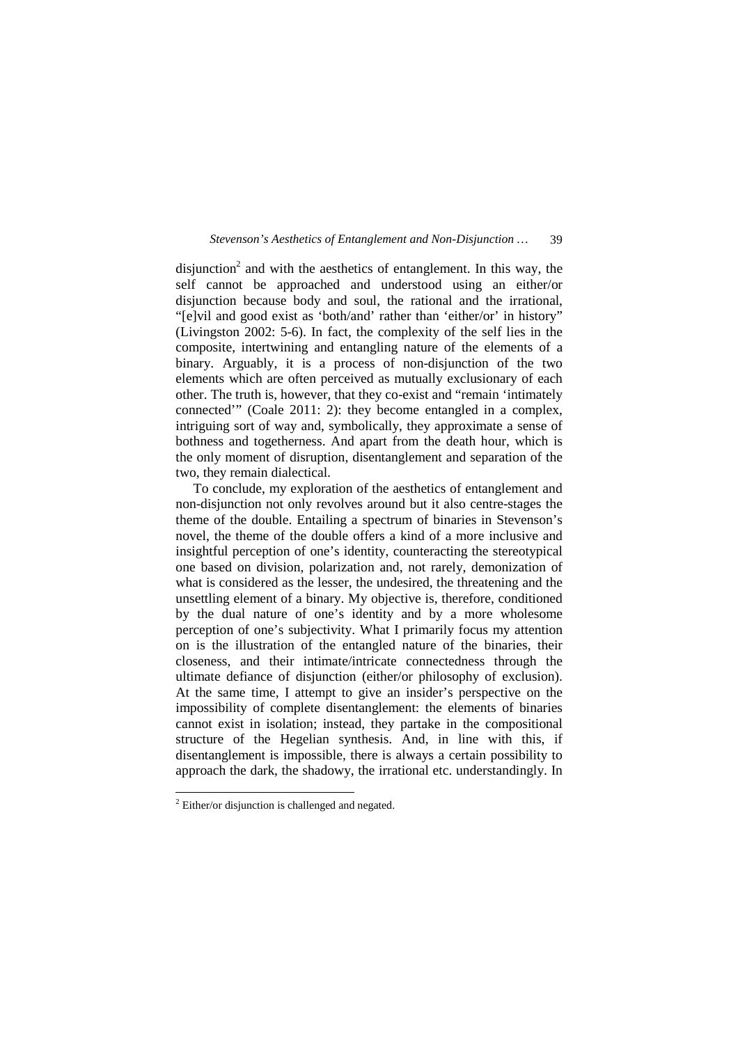disjunction[2] and with the aesthetics of entanglement. In this way, the self cannot be approached and understood using an either/or disjunction because body and soul, the rational and the irrational, "[e]vil and good exist as 'both/and' rather than 'either/or' in history" (Livingston 2002: 5-6). In fact, the complexity of the self lies in the composite, intertwining and entangling nature of the elements of a binary. Arguably, it is a process of non-disjunction of the two elements which are often perceived as mutually exclusionary of each other. The truth is, however, that they co-exist and "remain 'intimately connected'" (Coale 2011: 2): they become entangled in a complex, intriguing sort of way and, symbolically, they approximate a sense of bothness and togetherness. And apart from the death hour, which is the only moment of disruption, disentanglement and separation of the two, they remain dialectical.

To conclude, my exploration of the aesthetics of entanglement and non-disjunction not only revolves around but it also centre-stages the theme of the double. Entailing a spectrum of binaries in Stevenson's novel, the theme of the double offers a kind of a more inclusive and insightful perception of one's identity, counteracting the stereotypical one based on division, polarization and, not rarely, demonization of what is considered as the lesser, the undesired, the threatening and the unsettling element of a binary. My objective is, therefore, conditioned by the dual nature of one's identity and by a more wholesome perception of one's subjectivity. What I primarily focus my attention on is the illustration of the entangled nature of the binaries, their closeness, and their intimate/intricate connectedness through the ultimate defiance of disjunction (either/or philosophy of exclusion). At the same time, I attempt to give an insider's perspective on the impossibility of complete disentanglement: the elements of binaries cannot exist in isolation; instead, they partake in the compositional structure of the Hegelian synthesis. And, in line with this, if disentanglement is impossible, there is always a certain possibility to approach the dark, the shadowy, the irrational etc. understandingly. In

[2] Either/or disjunction is challenged and negated.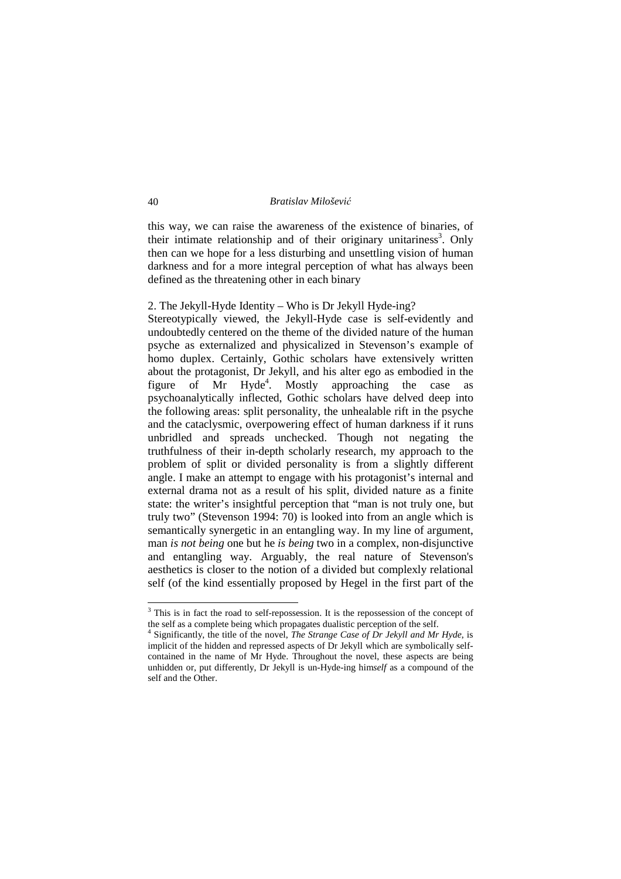this way, we can raise the awareness of the existence of binaries, of their intimate relationship and of their originary unitariness[3]. Only then can we hope for a less disturbing and unsettling vision of human darkness and for a more integral perception of what has always been defined as the threatening other in each binary

## 2. The Jekyll-Hyde Identity – Who is Dr Jekyll Hyde-ing?

Stereotypically viewed, the Jekyll-Hyde case is self-evidently and undoubtedly centered on the theme of the divided nature of the human psyche as externalized and physicalized in Stevenson's example of homo duplex. Certainly, Gothic scholars have extensively written about the protagonist, Dr Jekyll, and his alter ego as embodied in the figure of Mr Hyde[4]. Mostly approaching the case as psychoanalytically inflected, Gothic scholars have delved deep into the following areas: split personality, the unhealable rift in the psyche and the cataclysmic, overpowering effect of human darkness if it runs unbridled and spreads unchecked. Though not negating the truthfulness of their in-depth scholarly research, my approach to the problem of split or divided personality is from a slightly different angle. I make an attempt to engage with his protagonist's internal and external drama not as a result of his split, divided nature as a finite state: the writer's insightful perception that "man is not truly one, but truly two" (Stevenson 1994: 70) is looked into from an angle which is semantically synergetic in an entangling way. In my line of argument, man *is not being* one but he *is being* two in a complex, non-disjunctive and entangling way. Arguably, the real nature of Stevenson's aesthetics is closer to the notion of a divided but complexly relational self (of the kind essentially proposed by Hegel in the first part of the

---

[3] This is in fact the road to self-repossession. It is the repossession of the concept of the self as a complete being which propagates dualistic perception of the self.

[4] Significantly, the title of the novel, *The Strange Case of Dr Jekyll and Mr Hyde*, is implicit of the hidden and repressed aspects of Dr Jekyll which are symbolically self-contained in the name of Mr Hyde. Throughout the novel, these aspects are being unhidden or, put differently, Dr Jekyll is un-Hyde-ing him*self* as a compound of the self and the Other.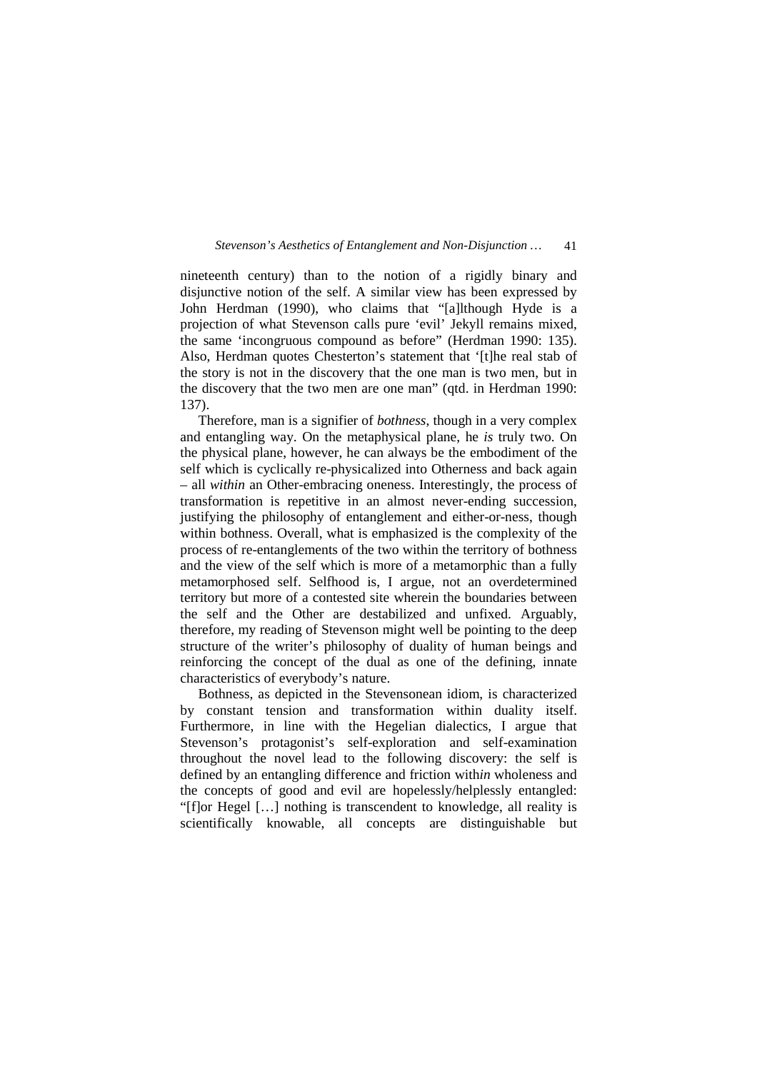nineteenth century) than to the notion of a rigidly binary and disjunctive notion of the self. A similar view has been expressed by John Herdman (1990), who claims that "[a]lthough Hyde is a projection of what Stevenson calls pure 'evil' Jekyll remains mixed, the same 'incongruous compound as before" (Herdman 1990: 135). Also, Herdman quotes Chesterton's statement that '[t]he real stab of the story is not in the discovery that the one man is two men, but in the discovery that the two men are one man" (qtd. in Herdman 1990: 137).

Therefore, man is a signifier of *bothness*, though in a very complex and entangling way. On the metaphysical plane, he *is* truly two. On the physical plane, however, he can always be the embodiment of the self which is cyclically re-physicalized into Otherness and back again – all *within* an Other-embracing oneness. Interestingly, the process of transformation is repetitive in an almost never-ending succession, justifying the philosophy of entanglement and either-or-ness, though within bothness. Overall, what is emphasized is the complexity of the process of re-entanglements of the two within the territory of bothness and the view of the self which is more of a metamorphic than a fully metamorphosed self. Selfhood is, I argue, not an overdetermined territory but more of a contested site wherein the boundaries between the self and the Other are destabilized and unfixed. Arguably, therefore, my reading of Stevenson might well be pointing to the deep structure of the writer's philosophy of duality of human beings and reinforcing the concept of the dual as one of the defining, innate characteristics of everybody's nature.

Bothness, as depicted in the Stevensonean idiom, is characterized by constant tension and transformation within duality itself. Furthermore, in line with the Hegelian dialectics, I argue that Stevenson's protagonist's self-exploration and self-examination throughout the novel lead to the following discovery: the self is defined by an entangling difference and friction with*in* wholeness and the concepts of good and evil are hopelessly/helplessly entangled: "[f]or Hegel […] nothing is transcendent to knowledge, all reality is scientifically knowable, all concepts are distinguishable but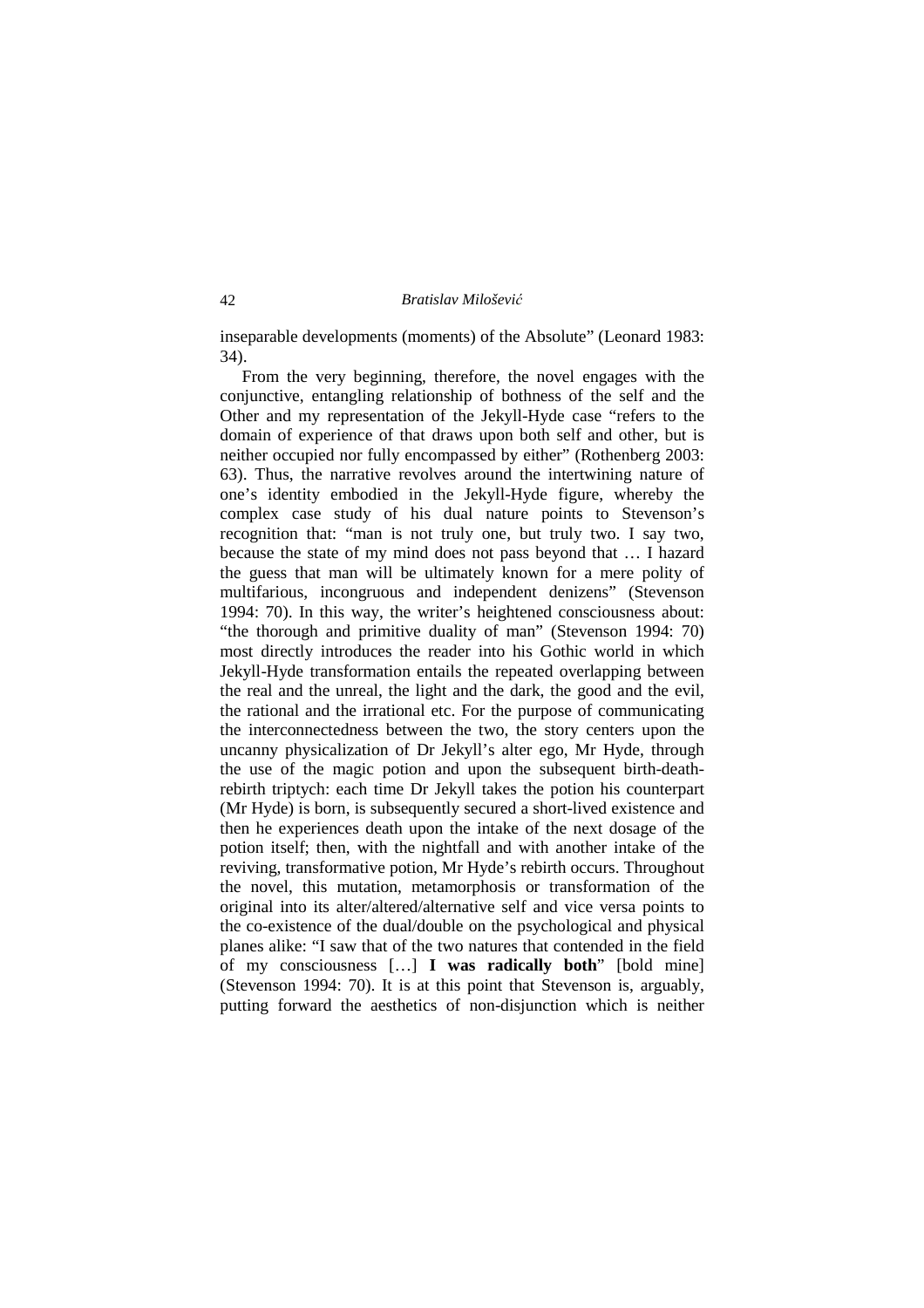inseparable developments (moments) of the Absolute" (Leonard 1983: 34).

From the very beginning, therefore, the novel engages with the conjunctive, entangling relationship of bothness of the self and the Other and my representation of the Jekyll-Hyde case "refers to the domain of experience of that draws upon both self and other, but is neither occupied nor fully encompassed by either" (Rothenberg 2003: 63). Thus, the narrative revolves around the intertwining nature of one's identity embodied in the Jekyll-Hyde figure, whereby the complex case study of his dual nature points to Stevenson's recognition that: "man is not truly one, but truly two. I say two, because the state of my mind does not pass beyond that … I hazard the guess that man will be ultimately known for a mere polity of multifarious, incongruous and independent denizens" (Stevenson 1994: 70). In this way, the writer's heightened consciousness about: "the thorough and primitive duality of man" (Stevenson 1994: 70) most directly introduces the reader into his Gothic world in which Jekyll-Hyde transformation entails the repeated overlapping between the real and the unreal, the light and the dark, the good and the evil, the rational and the irrational etc. For the purpose of communicating the interconnectedness between the two, the story centers upon the uncanny physicalization of Dr Jekyll's alter ego, Mr Hyde, through the use of the magic potion and upon the subsequent birth-death-rebirth triptych: each time Dr Jekyll takes the potion his counterpart (Mr Hyde) is born, is subsequently secured a short-lived existence and then he experiences death upon the intake of the next dosage of the potion itself; then, with the nightfall and with another intake of the reviving, transformative potion, Mr Hyde's rebirth occurs. Throughout the novel, this mutation, metamorphosis or transformation of the original into its alter/altered/alternative self and vice versa points to the co-existence of the dual/double on the psychological and physical planes alike: "I saw that of the two natures that contended in the field of my consciousness […] **I was radically both**" [bold mine] (Stevenson 1994: 70). It is at this point that Stevenson is, arguably, putting forward the aesthetics of non-disjunction which is neither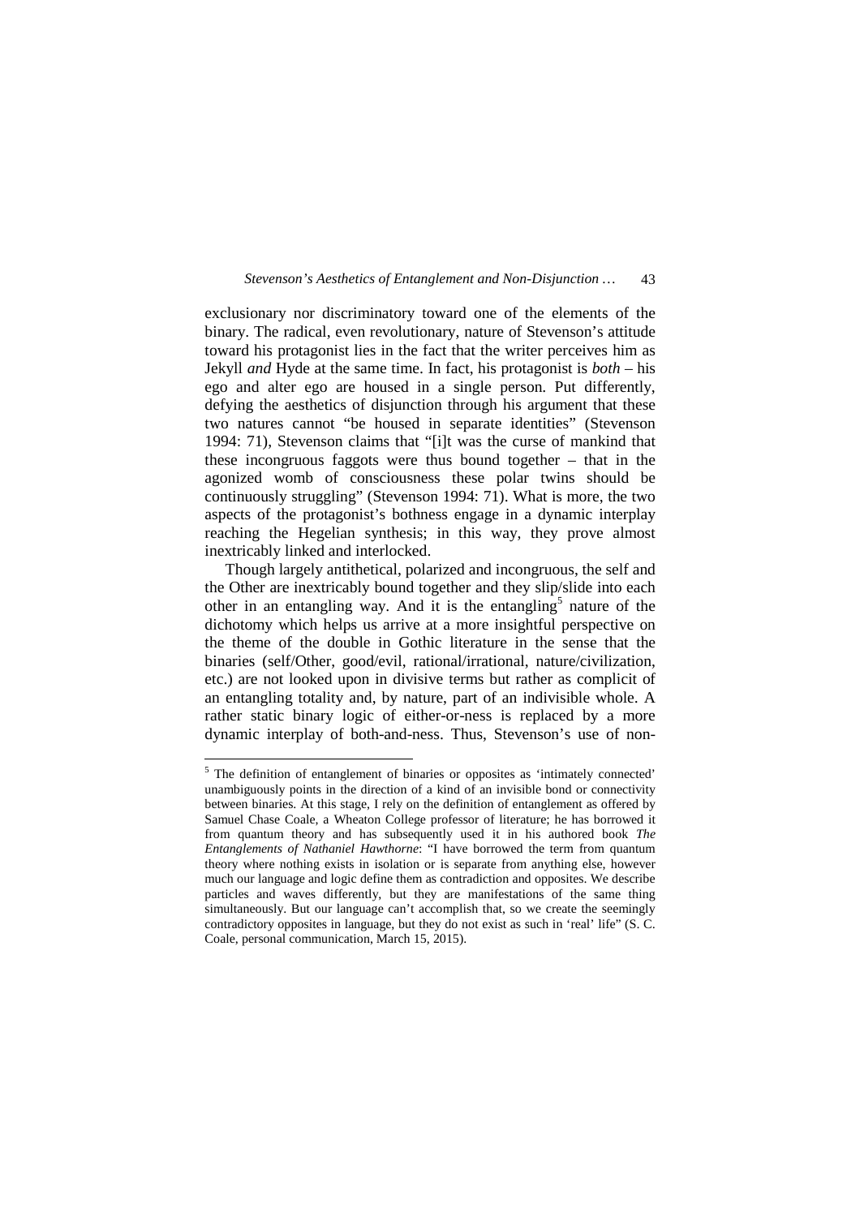exclusionary nor discriminatory toward one of the elements of the binary. The radical, even revolutionary, nature of Stevenson's attitude toward his protagonist lies in the fact that the writer perceives him as Jekyll *and* Hyde at the same time. In fact, his protagonist is *both* – his ego and alter ego are housed in a single person. Put differently, defying the aesthetics of disjunction through his argument that these two natures cannot "be housed in separate identities" (Stevenson 1994: 71), Stevenson claims that "[i]t was the curse of mankind that these incongruous faggots were thus bound together – that in the agonized womb of consciousness these polar twins should be continuously struggling" (Stevenson 1994: 71). What is more, the two aspects of the protagonist's bothness engage in a dynamic interplay reaching the Hegelian synthesis; in this way, they prove almost inextricably linked and interlocked.

Though largely antithetical, polarized and incongruous, the self and the Other are inextricably bound together and they slip/slide into each other in an entangling way. And it is the entangling[5] nature of the dichotomy which helps us arrive at a more insightful perspective on the theme of the double in Gothic literature in the sense that the binaries (self/Other, good/evil, rational/irrational, nature/civilization, etc.) are not looked upon in divisive terms but rather as complicit of an entangling totality and, by nature, part of an indivisible whole. A rather static binary logic of either-or-ness is replaced by a more dynamic interplay of both-and-ness. Thus, Stevenson's use of non-

---

[5] The definition of entanglement of binaries or opposites as 'intimately connected' unambiguously points in the direction of a kind of an invisible bond or connectivity between binaries. At this stage, I rely on the definition of entanglement as offered by Samuel Chase Coale, a Wheaton College professor of literature; he has borrowed it from quantum theory and has subsequently used it in his authored book *The Entanglements of Nathaniel Hawthorne*: "I have borrowed the term from quantum theory where nothing exists in isolation or is separate from anything else, however much our language and logic define them as contradiction and opposites. We describe particles and waves differently, but they are manifestations of the same thing simultaneously. But our language can't accomplish that, so we create the seemingly contradictory opposites in language, but they do not exist as such in 'real' life" (S. C. Coale, personal communication, March 15, 2015).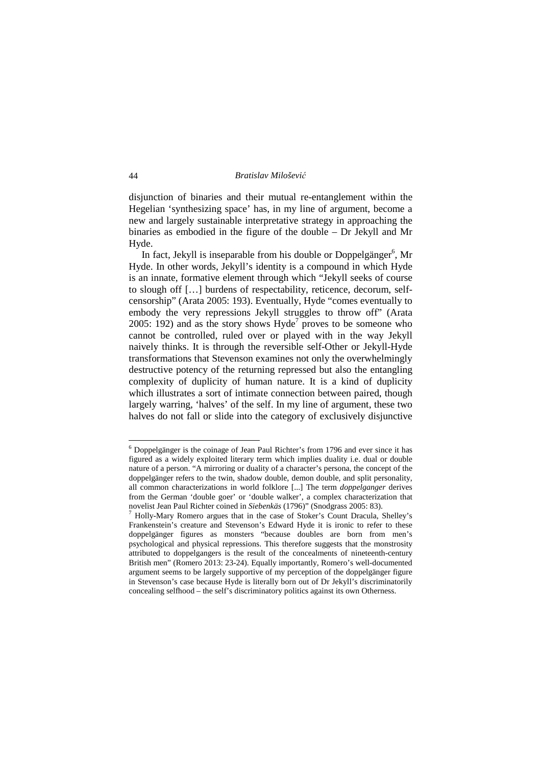disjunction of binaries and their mutual re-entanglement within the Hegelian 'synthesizing space' has, in my line of argument, become a new and largely sustainable interpretative strategy in approaching the binaries as embodied in the figure of the double – Dr Jekyll and Mr Hyde.

In fact, Jekyll is inseparable from his double or Doppelgänger[6], Mr Hyde. In other words, Jekyll's identity is a compound in which Hyde is an innate, formative element through which "Jekyll seeks of course to slough off […] burdens of respectability, reticence, decorum, self-censorship" (Arata 2005: 193). Eventually, Hyde "comes eventually to embody the very repressions Jekyll struggles to throw off" (Arata 2005: 192) and as the story shows Hyde[7] proves to be someone who cannot be controlled, ruled over or played with in the way Jekyll naively thinks. It is through the reversible self-Other or Jekyll-Hyde transformations that Stevenson examines not only the overwhelmingly destructive potency of the returning repressed but also the entangling complexity of duplicity of human nature. It is a kind of duplicity which illustrates a sort of intimate connection between paired, though largely warring, 'halves' of the self. In my line of argument, these two halves do not fall or slide into the category of exclusively disjunctive

---

[6] Doppelgänger is the coinage of Jean Paul Richter's from 1796 and ever since it has figured as a widely exploited literary term which implies duality i.e. dual or double nature of a person. "A mirroring or duality of a character's persona, the concept of the doppelgänger refers to the twin, shadow double, demon double, and split personality, all common characterizations in world folklore [...] The term *doppelganger* derives from the German 'double goer' or 'double walker', a complex characterization that novelist Jean Paul Richter coined in *Siebenkäs* (1796)" (Snodgrass 2005: 83).

[7] Holly-Mary Romero argues that in the case of Stoker's Count Dracula, Shelley's Frankenstein's creature and Stevenson's Edward Hyde it is ironic to refer to these doppelgänger figures as monsters "because doubles are born from men's psychological and physical repressions. This therefore suggests that the monstrosity attributed to doppelgangers is the result of the concealments of nineteenth-century British men" (Romero 2013: 23-24). Equally importantly, Romero's well-documented argument seems to be largely supportive of my perception of the doppelgänger figure in Stevenson's case because Hyde is literally born out of Dr Jekyll's discriminatorily concealing selfhood – the self's discriminatory politics against its own Otherness.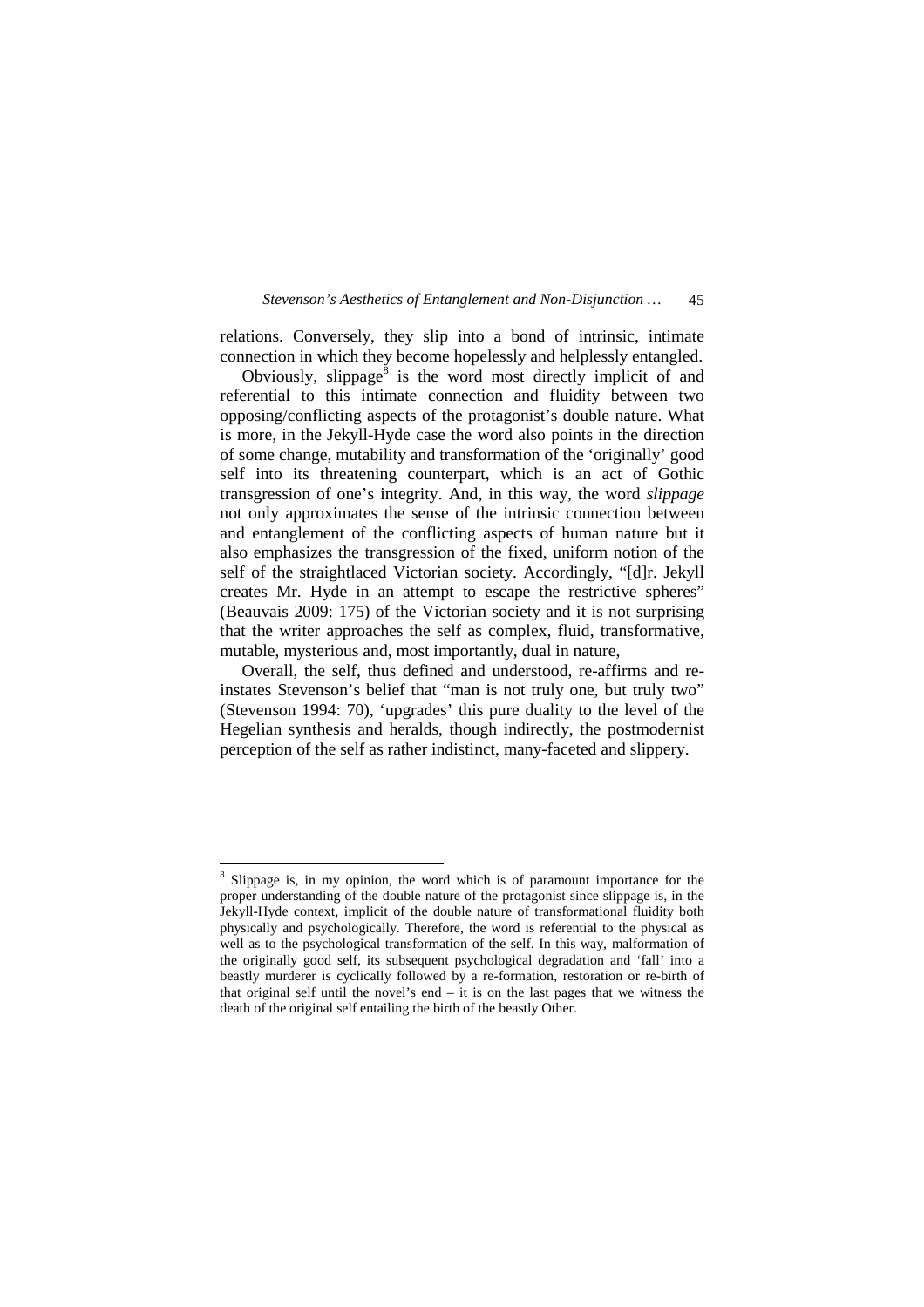relations. Conversely, they slip into a bond of intrinsic, intimate connection in which they become hopelessly and helplessly entangled.

Obviously, slippage[8] is the word most directly implicit of and referential to this intimate connection and fluidity between two opposing/conflicting aspects of the protagonist's double nature. What is more, in the Jekyll-Hyde case the word also points in the direction of some change, mutability and transformation of the 'originally' good self into its threatening counterpart, which is an act of Gothic transgression of one's integrity. And, in this way, the word *slippage* not only approximates the sense of the intrinsic connection between and entanglement of the conflicting aspects of human nature but it also emphasizes the transgression of the fixed, uniform notion of the self of the straightlaced Victorian society. Accordingly, "[d]r. Jekyll creates Mr. Hyde in an attempt to escape the restrictive spheres" (Beauvais 2009: 175) of the Victorian society and it is not surprising that the writer approaches the self as complex, fluid, transformative, mutable, mysterious and, most importantly, dual in nature,

Overall, the self, thus defined and understood, re-affirms and re-instates Stevenson's belief that "man is not truly one, but truly two" (Stevenson 1994: 70), 'upgrades' this pure duality to the level of the Hegelian synthesis and heralds, though indirectly, the postmodernist perception of the self as rather indistinct, many-faceted and slippery.

---

[8] Slippage is, in my opinion, the word which is of paramount importance for the proper understanding of the double nature of the protagonist since slippage is, in the Jekyll-Hyde context, implicit of the double nature of transformational fluidity both physically and psychologically. Therefore, the word is referential to the physical as well as to the psychological transformation of the self. In this way, malformation of the originally good self, its subsequent psychological degradation and 'fall' into a beastly murderer is cyclically followed by a re-formation, restoration or re-birth of that original self until the novel's end – it is on the last pages that we witness the death of the original self entailing the birth of the beastly Other.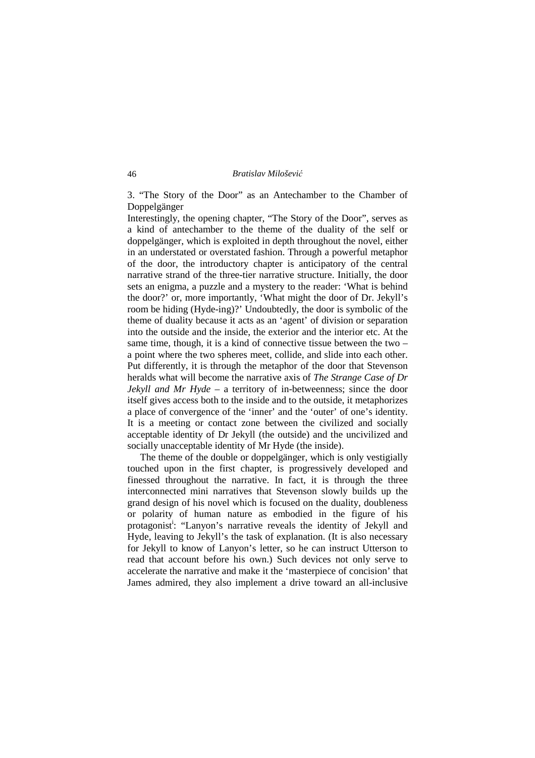## 3. "The Story of the Door" as an Antechamber to the Chamber of Doppelgänger

Interestingly, the opening chapter, "The Story of the Door", serves as a kind of antechamber to the theme of the duality of the self or doppelgänger, which is exploited in depth throughout the novel, either in an understated or overstated fashion. Through a powerful metaphor of the door, the introductory chapter is anticipatory of the central narrative strand of the three-tier narrative structure. Initially, the door sets an enigma, a puzzle and a mystery to the reader: 'What is behind the door?' or, more importantly, 'What might the door of Dr. Jekyll's room be hiding (Hyde-ing)?' Undoubtedly, the door is symbolic of the theme of duality because it acts as an 'agent' of division or separation into the outside and the inside, the exterior and the interior etc. At the same time, though, it is a kind of connective tissue between the two – a point where the two spheres meet, collide, and slide into each other. Put differently, it is through the metaphor of the door that Stevenson heralds what will become the narrative axis of *The Strange Case of Dr Jekyll and Mr Hyde* – a territory of in-betweenness; since the door itself gives access both to the inside and to the outside, it metaphorizes a place of convergence of the 'inner' and the 'outer' of one's identity. It is a meeting or contact zone between the civilized and socially acceptable identity of Dr Jekyll (the outside) and the uncivilized and socially unacceptable identity of Mr Hyde (the inside).

The theme of the double or doppelgänger, which is only vestigially touched upon in the first chapter, is progressively developed and finessed throughout the narrative. In fact, it is through the three interconnected mini narratives that Stevenson slowly builds up the grand design of his novel which is focused on the duality, doubleness or polarity of human nature as embodied in the figure of his protagonist[i]: "Lanyon's narrative reveals the identity of Jekyll and Hyde, leaving to Jekyll's the task of explanation. (It is also necessary for Jekyll to know of Lanyon's letter, so he can instruct Utterson to read that account before his own.) Such devices not only serve to accelerate the narrative and make it the 'masterpiece of concision' that James admired, they also implement a drive toward an all-inclusive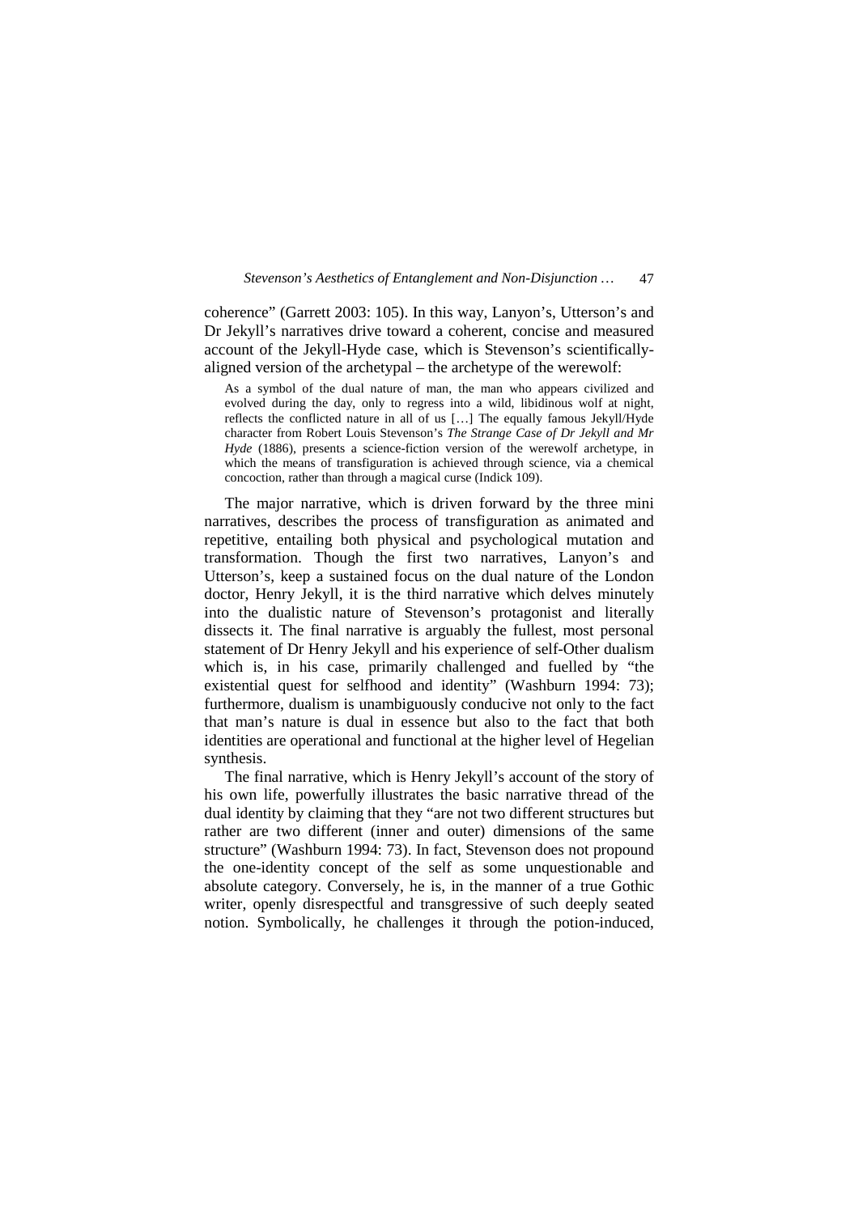coherence" (Garrett 2003: 105). In this way, Lanyon's, Utterson's and Dr Jekyll's narratives drive toward a coherent, concise and measured account of the Jekyll-Hyde case, which is Stevenson's scientifically-aligned version of the archetypal – the archetype of the werewolf:

> As a symbol of the dual nature of man, the man who appears civilized and evolved during the day, only to regress into a wild, libidinous wolf at night, reflects the conflicted nature in all of us […] The equally famous Jekyll/Hyde character from Robert Louis Stevenson's *The Strange Case of Dr Jekyll and Mr Hyde* (1886), presents a science-fiction version of the werewolf archetype, in which the means of transfiguration is achieved through science, via a chemical concoction, rather than through a magical curse (Indick 109).

The major narrative, which is driven forward by the three mini narratives, describes the process of transfiguration as animated and repetitive, entailing both physical and psychological mutation and transformation. Though the first two narratives, Lanyon's and Utterson's, keep a sustained focus on the dual nature of the London doctor, Henry Jekyll, it is the third narrative which delves minutely into the dualistic nature of Stevenson's protagonist and literally dissects it. The final narrative is arguably the fullest, most personal statement of Dr Henry Jekyll and his experience of self-Other dualism which is, in his case, primarily challenged and fuelled by "the existential quest for selfhood and identity" (Washburn 1994: 73); furthermore, dualism is unambiguously conducive not only to the fact that man's nature is dual in essence but also to the fact that both identities are operational and functional at the higher level of Hegelian synthesis.

The final narrative, which is Henry Jekyll's account of the story of his own life, powerfully illustrates the basic narrative thread of the dual identity by claiming that they "are not two different structures but rather are two different (inner and outer) dimensions of the same structure" (Washburn 1994: 73). In fact, Stevenson does not propound the one-identity concept of the self as some unquestionable and absolute category. Conversely, he is, in the manner of a true Gothic writer, openly disrespectful and transgressive of such deeply seated notion. Symbolically, he challenges it through the potion-induced,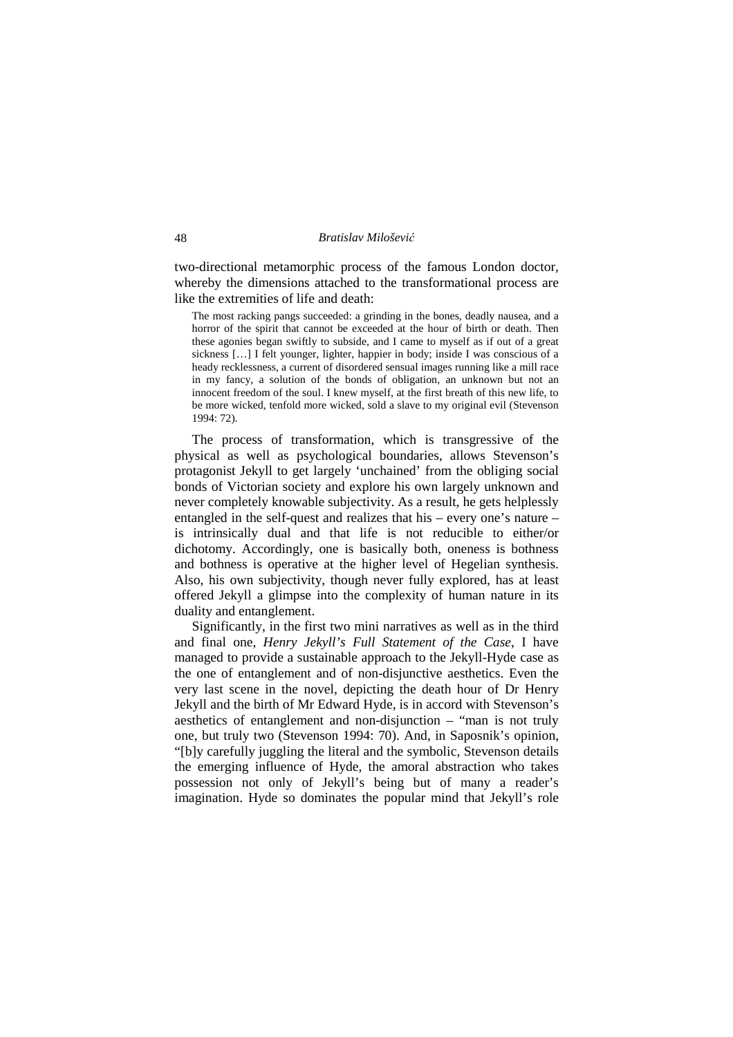two-directional metamorphic process of the famous London doctor, whereby the dimensions attached to the transformational process are like the extremities of life and death:

> The most racking pangs succeeded: a grinding in the bones, deadly nausea, and a horror of the spirit that cannot be exceeded at the hour of birth or death. Then these agonies began swiftly to subside, and I came to myself as if out of a great sickness […] I felt younger, lighter, happier in body; inside I was conscious of a heady recklessness, a current of disordered sensual images running like a mill race in my fancy, a solution of the bonds of obligation, an unknown but not an innocent freedom of the soul. I knew myself, at the first breath of this new life, to be more wicked, tenfold more wicked, sold a slave to my original evil (Stevenson 1994: 72).

The process of transformation, which is transgressive of the physical as well as psychological boundaries, allows Stevenson's protagonist Jekyll to get largely 'unchained' from the obliging social bonds of Victorian society and explore his own largely unknown and never completely knowable subjectivity. As a result, he gets helplessly entangled in the self-quest and realizes that his – every one's nature – is intrinsically dual and that life is not reducible to either/or dichotomy. Accordingly, one is basically both, oneness is bothness and bothness is operative at the higher level of Hegelian synthesis. Also, his own subjectivity, though never fully explored, has at least offered Jekyll a glimpse into the complexity of human nature in its duality and entanglement.

Significantly, in the first two mini narratives as well as in the third and final one, *Henry Jekyll's Full Statement of the Case*, I have managed to provide a sustainable approach to the Jekyll-Hyde case as the one of entanglement and of non-disjunctive aesthetics. Even the very last scene in the novel, depicting the death hour of Dr Henry Jekyll and the birth of Mr Edward Hyde, is in accord with Stevenson's aesthetics of entanglement and non-disjunction – "man is not truly one, but truly two (Stevenson 1994: 70). And, in Saposnik's opinion, "[b]y carefully juggling the literal and the symbolic, Stevenson details the emerging influence of Hyde, the amoral abstraction who takes possession not only of Jekyll's being but of many a reader's imagination. Hyde so dominates the popular mind that Jekyll's role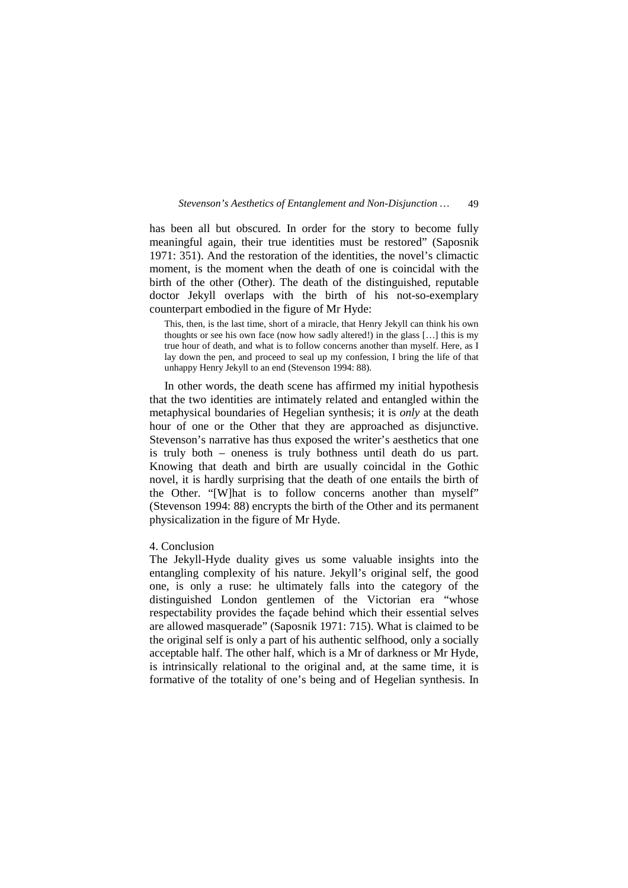has been all but obscured. In order for the story to become fully meaningful again, their true identities must be restored" (Saposnik 1971: 351). And the restoration of the identities, the novel's climactic moment, is the moment when the death of one is coincidal with the birth of the other (Other). The death of the distinguished, reputable doctor Jekyll overlaps with the birth of his not-so-exemplary counterpart embodied in the figure of Mr Hyde:

> This, then, is the last time, short of a miracle, that Henry Jekyll can think his own thoughts or see his own face (now how sadly altered!) in the glass […] this is my true hour of death, and what is to follow concerns another than myself. Here, as I lay down the pen, and proceed to seal up my confession, I bring the life of that unhappy Henry Jekyll to an end (Stevenson 1994: 88).

In other words, the death scene has affirmed my initial hypothesis that the two identities are intimately related and entangled within the metaphysical boundaries of Hegelian synthesis; it is *only* at the death hour of one or the Other that they are approached as disjunctive. Stevenson's narrative has thus exposed the writer's aesthetics that one is truly both – oneness is truly bothness until death do us part. Knowing that death and birth are usually coincidal in the Gothic novel, it is hardly surprising that the death of one entails the birth of the Other. "[W]hat is to follow concerns another than myself" (Stevenson 1994: 88) encrypts the birth of the Other and its permanent physicalization in the figure of Mr Hyde.

## 4. Conclusion

The Jekyll-Hyde duality gives us some valuable insights into the entangling complexity of his nature. Jekyll's original self, the good one, is only a ruse: he ultimately falls into the category of the distinguished London gentlemen of the Victorian era "whose respectability provides the façade behind which their essential selves are allowed masquerade" (Saposnik 1971: 715). What is claimed to be the original self is only a part of his authentic selfhood, only a socially acceptable half. The other half, which is a Mr of darkness or Mr Hyde, is intrinsically relational to the original and, at the same time, it is formative of the totality of one's being and of Hegelian synthesis. In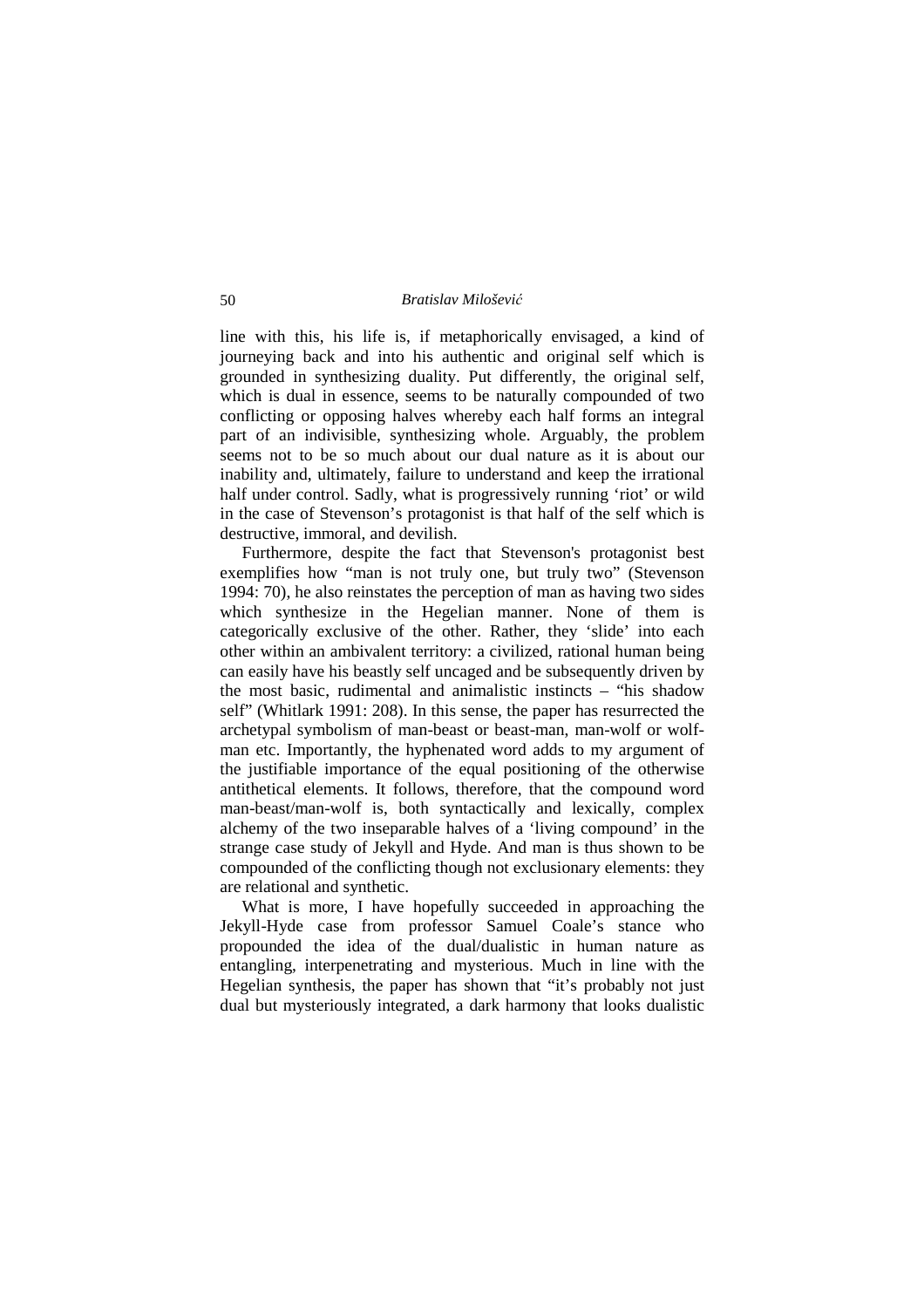line with this, his life is, if metaphorically envisaged, a kind of journeying back and into his authentic and original self which is grounded in synthesizing duality. Put differently, the original self, which is dual in essence, seems to be naturally compounded of two conflicting or opposing halves whereby each half forms an integral part of an indivisible, synthesizing whole. Arguably, the problem seems not to be so much about our dual nature as it is about our inability and, ultimately, failure to understand and keep the irrational half under control. Sadly, what is progressively running 'riot' or wild in the case of Stevenson's protagonist is that half of the self which is destructive, immoral, and devilish.

Furthermore, despite the fact that Stevenson's protagonist best exemplifies how "man is not truly one, but truly two" (Stevenson 1994: 70), he also reinstates the perception of man as having two sides which synthesize in the Hegelian manner. None of them is categorically exclusive of the other. Rather, they 'slide' into each other within an ambivalent territory: a civilized, rational human being can easily have his beastly self uncaged and be subsequently driven by the most basic, rudimental and animalistic instincts – "his shadow self" (Whitlark 1991: 208). In this sense, the paper has resurrected the archetypal symbolism of man-beast or beast-man, man-wolf or wolf-man etc. Importantly, the hyphenated word adds to my argument of the justifiable importance of the equal positioning of the otherwise antithetical elements. It follows, therefore, that the compound word man-beast/man-wolf is, both syntactically and lexically, complex alchemy of the two inseparable halves of a 'living compound' in the strange case study of Jekyll and Hyde. And man is thus shown to be compounded of the conflicting though not exclusionary elements: they are relational and synthetic.

What is more, I have hopefully succeeded in approaching the Jekyll-Hyde case from professor Samuel Coale's stance who propounded the idea of the dual/dualistic in human nature as entangling, interpenetrating and mysterious. Much in line with the Hegelian synthesis, the paper has shown that "it's probably not just dual but mysteriously integrated, a dark harmony that looks dualistic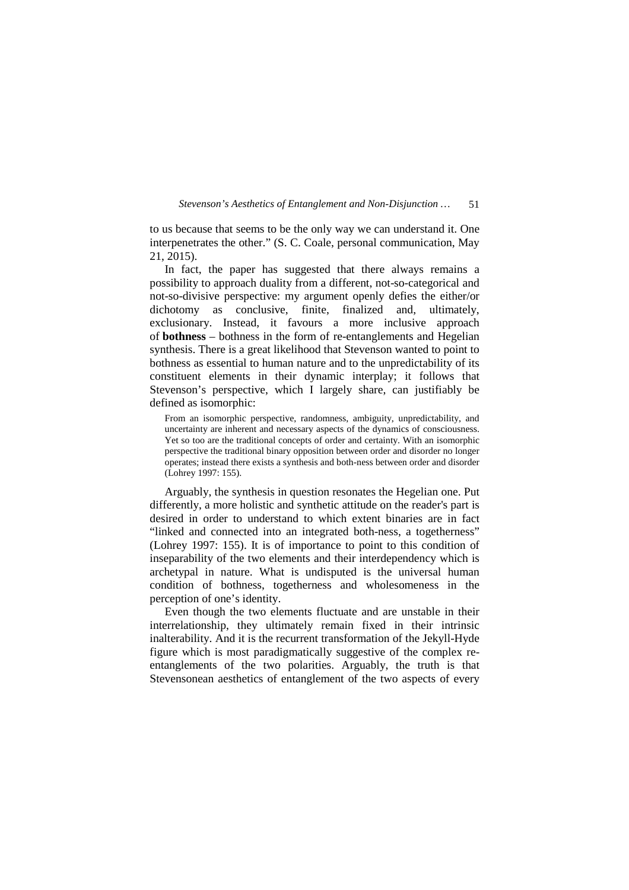to us because that seems to be the only way we can understand it. One interpenetrates the other." (S. C. Coale, personal communication, May 21, 2015).

In fact, the paper has suggested that there always remains a possibility to approach duality from a different, not-so-categorical and not-so-divisive perspective: my argument openly defies the either/or dichotomy as conclusive, finite, finalized and, ultimately, exclusionary. Instead, it favours a more inclusive approach of **bothness** – bothness in the form of re-entanglements and Hegelian synthesis. There is a great likelihood that Stevenson wanted to point to bothness as essential to human nature and to the unpredictability of its constituent elements in their dynamic interplay; it follows that Stevenson's perspective, which I largely share, can justifiably be defined as isomorphic:

> From an isomorphic perspective, randomness, ambiguity, unpredictability, and uncertainty are inherent and necessary aspects of the dynamics of consciousness. Yet so too are the traditional concepts of order and certainty. With an isomorphic perspective the traditional binary opposition between order and disorder no longer operates; instead there exists a synthesis and both-ness between order and disorder (Lohrey 1997: 155).

Arguably, the synthesis in question resonates the Hegelian one. Put differently, a more holistic and synthetic attitude on the reader's part is desired in order to understand to which extent binaries are in fact "linked and connected into an integrated both-ness, a togetherness" (Lohrey 1997: 155). It is of importance to point to this condition of inseparability of the two elements and their interdependency which is archetypal in nature. What is undisputed is the universal human condition of bothness, togetherness and wholesomeness in the perception of one's identity.

Even though the two elements fluctuate and are unstable in their interrelationship, they ultimately remain fixed in their intrinsic inalterability. And it is the recurrent transformation of the Jekyll-Hyde figure which is most paradigmatically suggestive of the complex re-entanglements of the two polarities. Arguably, the truth is that Stevensonean aesthetics of entanglement of the two aspects of every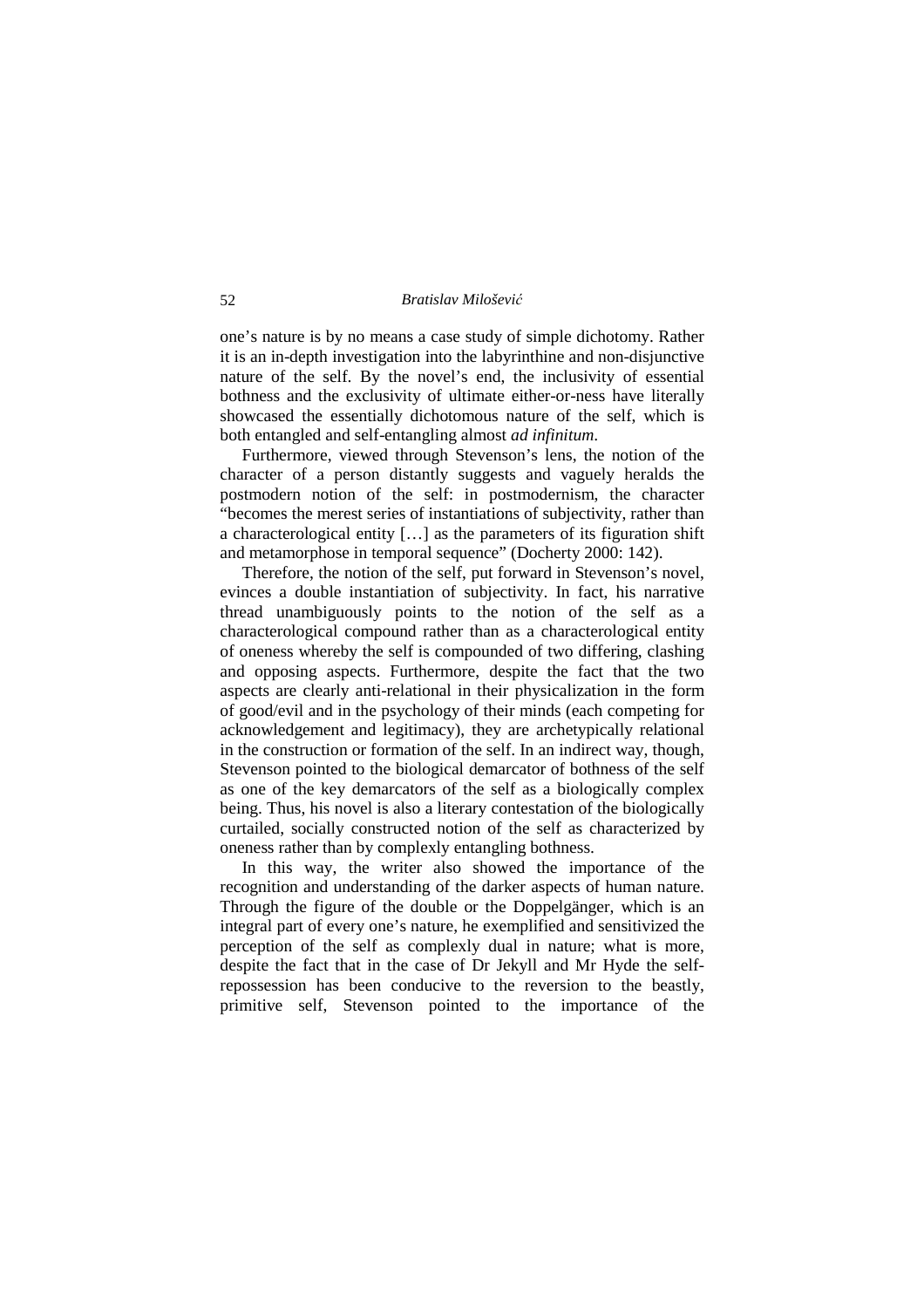one's nature is by no means a case study of simple dichotomy. Rather it is an in-depth investigation into the labyrinthine and non-disjunctive nature of the self. By the novel's end, the inclusivity of essential bothness and the exclusivity of ultimate either-or-ness have literally showcased the essentially dichotomous nature of the self, which is both entangled and self-entangling almost *ad infinitum*.

Furthermore, viewed through Stevenson's lens, the notion of the character of a person distantly suggests and vaguely heralds the postmodern notion of the self: in postmodernism, the character "becomes the merest series of instantiations of subjectivity, rather than a characterological entity […] as the parameters of its figuration shift and metamorphose in temporal sequence" (Docherty 2000: 142).

Therefore, the notion of the self, put forward in Stevenson's novel, evinces a double instantiation of subjectivity. In fact, his narrative thread unambiguously points to the notion of the self as a characterological compound rather than as a characterological entity of oneness whereby the self is compounded of two differing, clashing and opposing aspects. Furthermore, despite the fact that the two aspects are clearly anti-relational in their physicalization in the form of good/evil and in the psychology of their minds (each competing for acknowledgement and legitimacy), they are archetypically relational in the construction or formation of the self. In an indirect way, though, Stevenson pointed to the biological demarcator of bothness of the self as one of the key demarcators of the self as a biologically complex being. Thus, his novel is also a literary contestation of the biologically curtailed, socially constructed notion of the self as characterized by oneness rather than by complexly entangling bothness.

In this way, the writer also showed the importance of the recognition and understanding of the darker aspects of human nature. Through the figure of the double or the Doppelgänger, which is an integral part of every one's nature, he exemplified and sensitivized the perception of the self as complexly dual in nature; what is more, despite the fact that in the case of Dr Jekyll and Mr Hyde the self-repossession has been conducive to the reversion to the beastly, primitive self, Stevenson pointed to the importance of the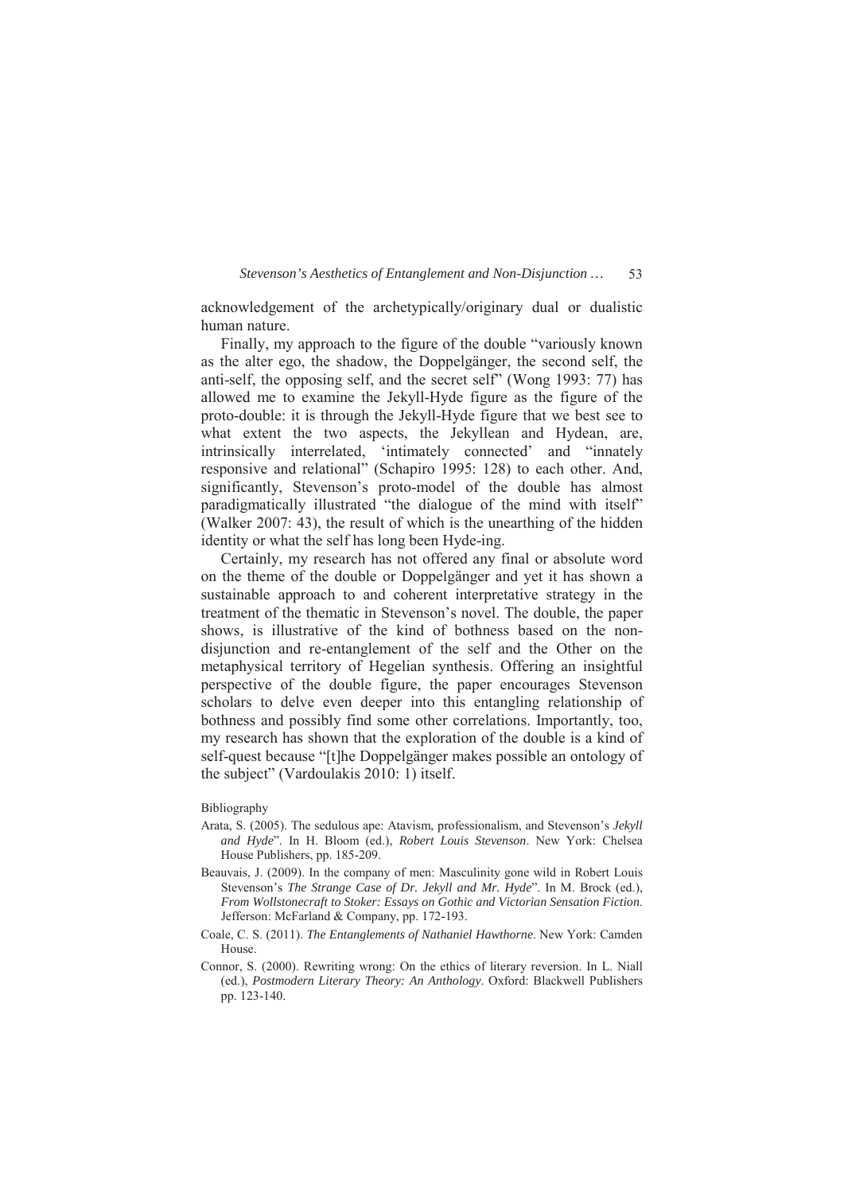acknowledgement of the archetypically/originary dual or dualistic human nature.

Finally, my approach to the figure of the double "variously known as the alter ego, the shadow, the Doppelgänger, the second self, the anti-self, the opposing self, and the secret self" (Wong 1993: 77) has allowed me to examine the Jekyll-Hyde figure as the figure of the proto-double: it is through the Jekyll-Hyde figure that we best see to what extent the two aspects, the Jekyllean and Hydean, are, intrinsically interrelated, 'intimately connected' and "innately responsive and relational" (Schapiro 1995: 128) to each other. And, significantly, Stevenson's proto-model of the double has almost paradigmatically illustrated "the dialogue of the mind with itself" (Walker 2007: 43), the result of which is the unearthing of the hidden identity or what the self has long been Hyde-ing.

Certainly, my research has not offered any final or absolute word on the theme of the double or Doppelgänger and yet it has shown a sustainable approach to and coherent interpretative strategy in the treatment of the thematic in Stevenson's novel. The double, the paper shows, is illustrative of the kind of bothness based on the non-disjunction and re-entanglement of the self and the Other on the metaphysical territory of Hegelian synthesis. Offering an insightful perspective of the double figure, the paper encourages Stevenson scholars to delve even deeper into this entangling relationship of bothness and possibly find some other correlations. Importantly, too, my research has shown that the exploration of the double is a kind of self-quest because "[t]he Doppelgänger makes possible an ontology of the subject" (Vardoulakis 2010: 1) itself.

Bibliography

Arata, S. (2005). The sedulous ape: Atavism, professionalism, and Stevenson's *Jekyll and Hyde*". In H. Bloom (ed.), *Robert Louis Stevenson*. New York: Chelsea House Publishers, pp. 185-209.

Beauvais, J. (2009). In the company of men: Masculinity gone wild in Robert Louis Stevenson's *The Strange Case of Dr. Jekyll and Mr. Hyde*". In M. Brock (ed.), *From Wollstonecraft to Stoker: Essays on Gothic and Victorian Sensation Fiction*. Jefferson: McFarland & Company, pp. 172-193.

Coale, C. S. (2011). *The Entanglements of Nathaniel Hawthorne*. New York: Camden House.

Connor, S. (2000). Rewriting wrong: On the ethics of literary reversion. In L. Niall (ed.), *Postmodern Literary Theory: An Anthology*. Oxford: Blackwell Publishers pp. 123-140.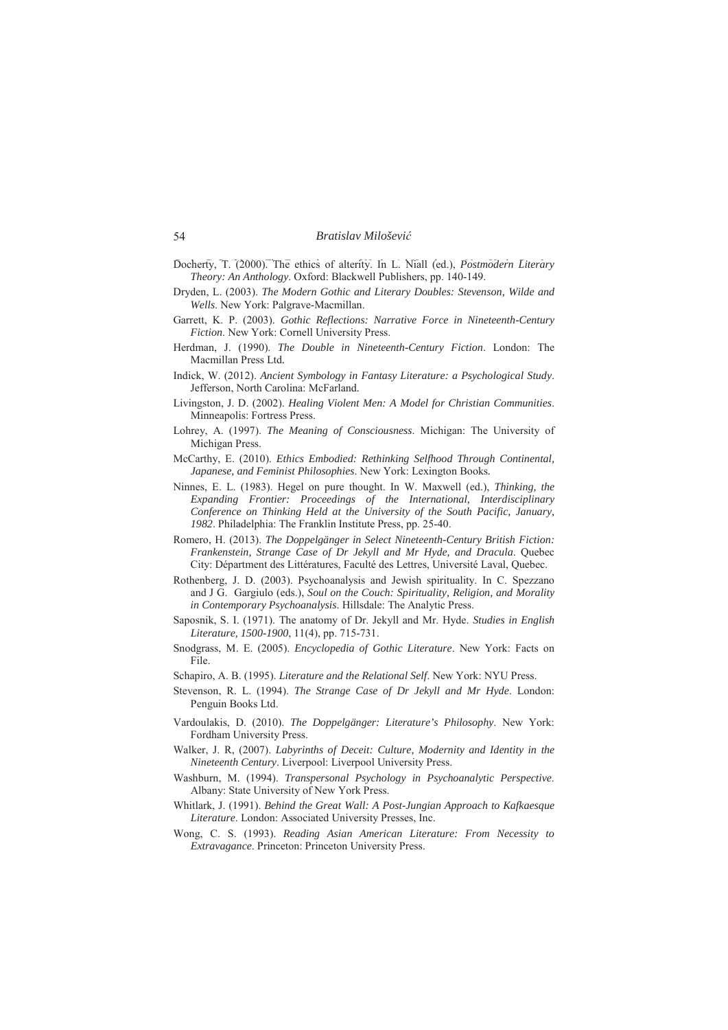Docherty, T. (2000). The ethics of alterity. In L. Niall (ed.), *Postmodern Literary Theory: An Anthology*. Oxford: Blackwell Publishers, pp. 140-149.

Dryden, L. (2003). *The Modern Gothic and Literary Doubles: Stevenson, Wilde and Wells*. New York: Palgrave-Macmillan.

Garrett, K. P. (2003). *Gothic Reflections: Narrative Force in Nineteenth-Century Fiction*. New York: Cornell University Press.

Herdman, J. (1990). *The Double in Nineteenth-Century Fiction*. London: The Macmillan Press Ltd.

Indick, W. (2012). *Ancient Symbology in Fantasy Literature: a Psychological Study*. Jefferson, North Carolina: McFarland.

Livingston, J. D. (2002). *Healing Violent Men: A Model for Christian Communities*. Minneapolis: Fortress Press.

Lohrey, A. (1997). *The Meaning of Consciousness*. Michigan: The University of Michigan Press.

McCarthy, E. (2010). *Ethics Embodied: Rethinking Selfhood Through Continental, Japanese, and Feminist Philosophies*. New York: Lexington Books.

Ninnes, E. L. (1983). Hegel on pure thought. In W. Maxwell (ed.), *Thinking, the Expanding Frontier: Proceedings of the International, Interdisciplinary Conference on Thinking Held at the University of the South Pacific, January, 1982*. Philadelphia: The Franklin Institute Press, pp. 25-40.

Romero, H. (2013). *The Doppelgänger in Select Nineteenth-Century British Fiction: Frankenstein, Strange Case of Dr Jekyll and Mr Hyde, and Dracula*. Quebec City: Départment des Littératures, Faculté des Lettres, Université Laval, Quebec.

Rothenberg, J. D. (2003). Psychoanalysis and Jewish spirituality. In C. Spezzano and J G. Gargiulo (eds.), *Soul on the Couch: Spirituality, Religion, and Morality in Contemporary Psychoanalysis*. Hillsdale: The Analytic Press.

Saposnik, S. I. (1971). The anatomy of Dr. Jekyll and Mr. Hyde. *Studies in English Literature, 1500-1900*, 11(4), pp. 715-731.

Snodgrass, M. E. (2005). *Encyclopedia of Gothic Literature*. New York: Facts on File.

Schapiro, A. B. (1995). *Literature and the Relational Self*. New York: NYU Press.

Stevenson, R. L. (1994). *The Strange Case of Dr Jekyll and Mr Hyde*. London: Penguin Books Ltd.

Vardoulakis, D. (2010). *The Doppelgänger: Literature's Philosophy*. New York: Fordham University Press.

Walker, J. R, (2007). *Labyrinths of Deceit: Culture, Modernity and Identity in the Nineteenth Century*. Liverpool: Liverpool University Press.

Washburn, M. (1994). *Transpersonal Psychology in Psychoanalytic Perspective*. Albany: State University of New York Press.

Whitlark, J. (1991). *Behind the Great Wall: A Post-Jungian Approach to Kafkaesque Literature*. London: Associated University Presses, Inc.

Wong, C. S. (1993). *Reading Asian American Literature: From Necessity to Extravagance*. Princeton: Princeton University Press.